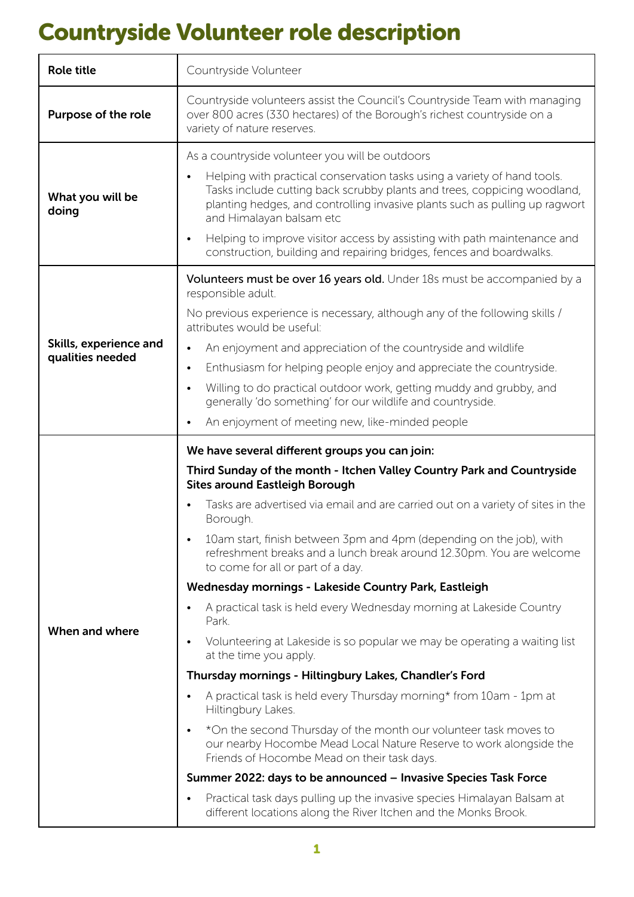# Countryside Volunteer role description

| | |
|---|---|
| **Role title** | Countryside Volunteer |
| **Purpose of the role** | Countryside volunteers assist the Council's Countryside Team with managing over 800 acres (330 hectares) of the Borough's richest countryside on a variety of nature reserves. |
| **What you will be doing** | As a countryside volunteer you will be outdoors<br>• Helping with practical conservation tasks using a variety of hand tools. Tasks include cutting back scrubby plants and trees, coppicing woodland, planting hedges, and controlling invasive plants such as pulling up ragwort and Himalayan balsam etc<br>• Helping to improve visitor access by assisting with path maintenance and construction, building and repairing bridges, fences and boardwalks. |
| **Skills, experience and qualities needed** | **Volunteers must be over 16 years old.** Under 18s must be accompanied by a responsible adult.<br>No previous experience is necessary, although any of the following skills / attributes would be useful:<br>• An enjoyment and appreciation of the countryside and wildlife<br>• Enthusiasm for helping people enjoy and appreciate the countryside.<br>• Willing to do practical outdoor work, getting muddy and grubby, and generally 'do something' for our wildlife and countryside.<br>• An enjoyment of meeting new, like-minded people |
| **When and where** | **We have several different groups you can join:**<br>**Third Sunday of the month - Itchen Valley Country Park and Countryside Sites around Eastleigh Borough**<br>• Tasks are advertised via email and are carried out on a variety of sites in the Borough.<br>• 10am start, finish between 3pm and 4pm (depending on the job), with refreshment breaks and a lunch break around 12.30pm. You are welcome to come for all or part of a day.<br>**Wednesday mornings - Lakeside Country Park, Eastleigh**<br>• A practical task is held every Wednesday morning at Lakeside Country Park.<br>• Volunteering at Lakeside is so popular we may be operating a waiting list at the time you apply.<br>**Thursday mornings - Hiltingbury Lakes, Chandler's Ford**<br>• A practical task is held every Thursday morning* from 10am - 1pm at Hiltingbury Lakes.<br>• *On the second Thursday of the month our volunteer task moves to our nearby Hocombe Mead Local Nature Reserve to work alongside the Friends of Hocombe Mead on their task days.<br>**Summer 2022: days to be announced – Invasive Species Task Force**<br>• Practical task days pulling up the invasive species Himalayan Balsam at different locations along the River Itchen and the Monks Brook. |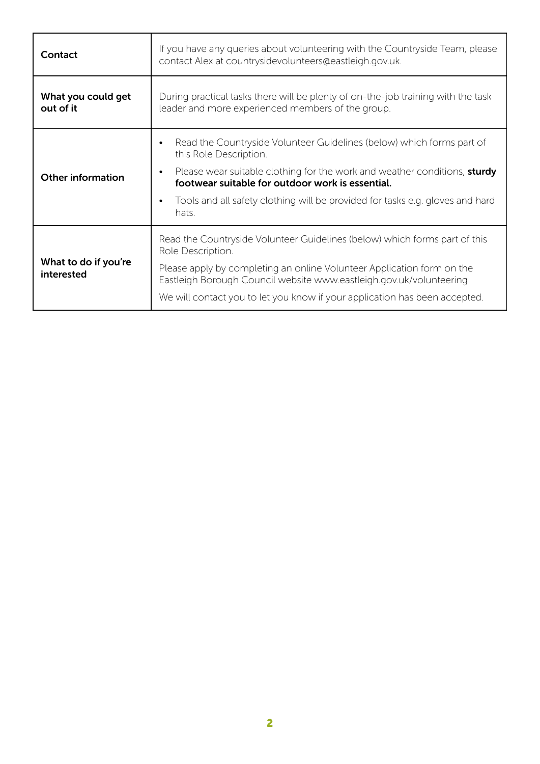| | |
|---|---|
| **Contact** | If you have any queries about volunteering with the Countryside Team, please contact Alex at countrysidevolunteers@eastleigh.gov.uk. |
| **What you could get out of it** | During practical tasks there will be plenty of on-the-job training with the task leader and more experienced members of the group. |
| **Other information** | • Read the Countryside Volunteer Guidelines (below) which forms part of this Role Description.<br>• Please wear suitable clothing for the work and weather conditions, **sturdy footwear suitable for outdoor work is essential.**<br>• Tools and all safety clothing will be provided for tasks e.g. gloves and hard hats. |
| **What to do if you're interested** | Read the Countryside Volunteer Guidelines (below) which forms part of this Role Description.<br>Please apply by completing an online Volunteer Application form on the Eastleigh Borough Council website www.eastleigh.gov.uk/volunteering<br>We will contact you to let you know if your application has been accepted. |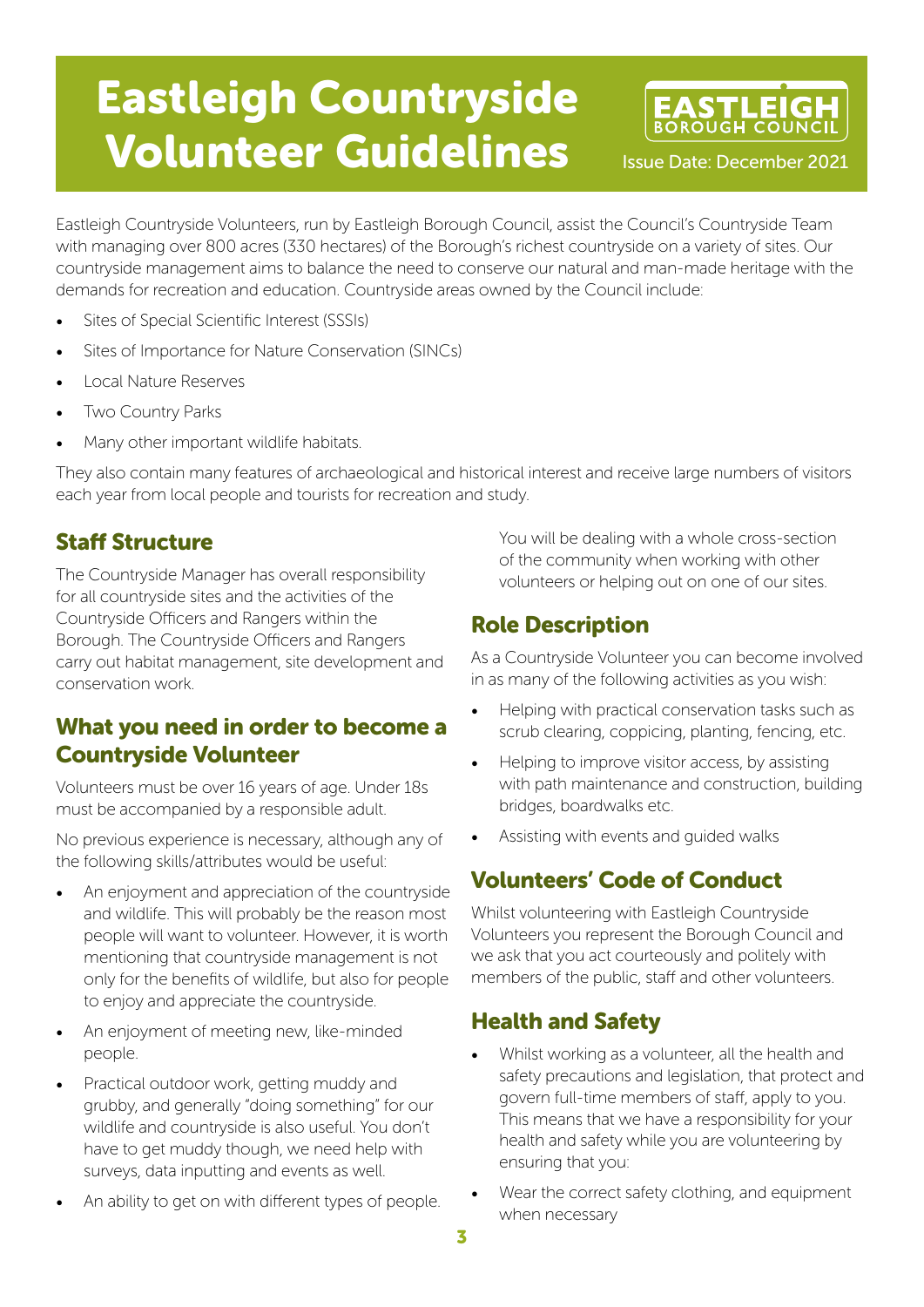# Eastleigh Countryside Volunteer Guidelines

EASTLEIGH BOROUGH COUNCIL

Issue Date: December 2021

Eastleigh Countryside Volunteers, run by Eastleigh Borough Council, assist the Council's Countryside Team with managing over 800 acres (330 hectares) of the Borough's richest countryside on a variety of sites. Our countryside management aims to balance the need to conserve our natural and man-made heritage with the demands for recreation and education. Countryside areas owned by the Council include:

- Sites of Special Scientific Interest (SSSIs)
- Sites of Importance for Nature Conservation (SINCs)
- Local Nature Reserves
- Two Country Parks
- Many other important wildlife habitats.

They also contain many features of archaeological and historical interest and receive large numbers of visitors each year from local people and tourists for recreation and study.

## Staff Structure

The Countryside Manager has overall responsibility for all countryside sites and the activities of the Countryside Officers and Rangers within the Borough. The Countryside Officers and Rangers carry out habitat management, site development and conservation work.

## What you need in order to become a Countryside Volunteer

Volunteers must be over 16 years of age. Under 18s must be accompanied by a responsible adult.

No previous experience is necessary, although any of the following skills/attributes would be useful:

- An enjoyment and appreciation of the countryside and wildlife. This will probably be the reason most people will want to volunteer. However, it is worth mentioning that countryside management is not only for the benefits of wildlife, but also for people to enjoy and appreciate the countryside.
- An enjoyment of meeting new, like-minded people.
- Practical outdoor work, getting muddy and grubby, and generally "doing something" for our wildlife and countryside is also useful. You don't have to get muddy though, we need help with surveys, data inputting and events as well.
- An ability to get on with different types of people. You will be dealing with a whole cross-section of the community when working with other volunteers or helping out on one of our sites.

## Role Description

As a Countryside Volunteer you can become involved in as many of the following activities as you wish:

- Helping with practical conservation tasks such as scrub clearing, coppicing, planting, fencing, etc.
- Helping to improve visitor access, by assisting with path maintenance and construction, building bridges, boardwalks etc.
- Assisting with events and guided walks

## Volunteers' Code of Conduct

Whilst volunteering with Eastleigh Countryside Volunteers you represent the Borough Council and we ask that you act courteously and politely with members of the public, staff and other volunteers.

## Health and Safety

- Whilst working as a volunteer, all the health and safety precautions and legislation, that protect and govern full-time members of staff, apply to you. This means that we have a responsibility for your health and safety while you are volunteering by ensuring that you:
- Wear the correct safety clothing, and equipment when necessary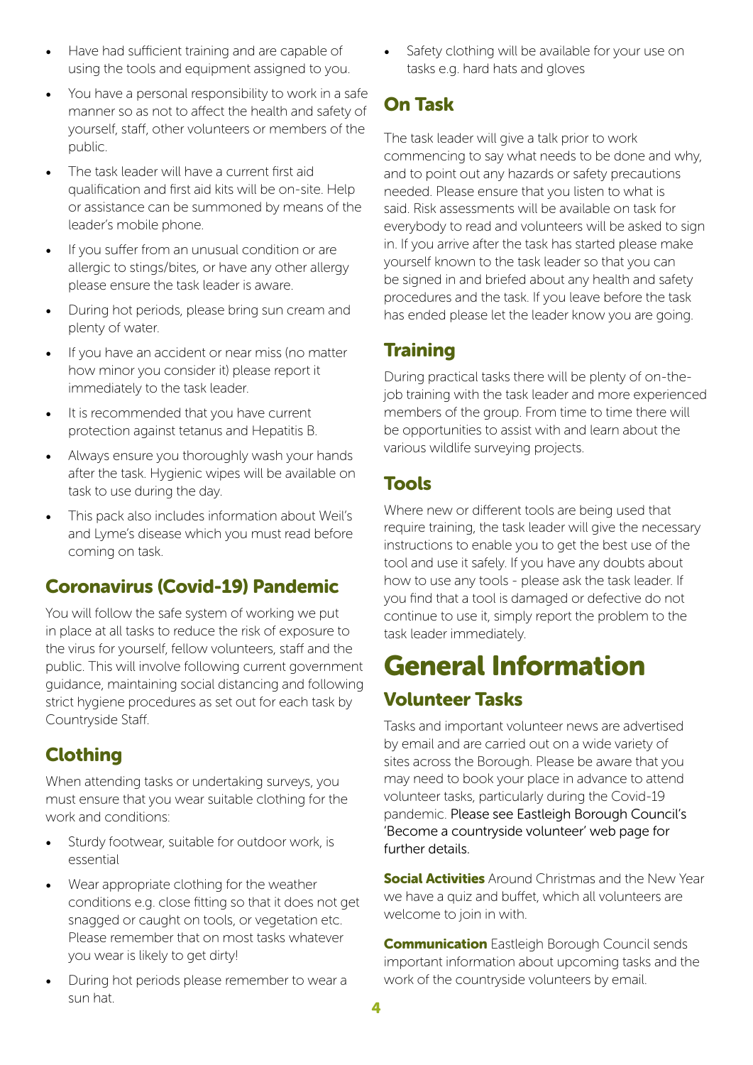- Have had sufficient training and are capable of using the tools and equipment assigned to you.
- You have a personal responsibility to work in a safe manner so as not to affect the health and safety of yourself, staff, other volunteers or members of the public.
- The task leader will have a current first aid qualification and first aid kits will be on-site. Help or assistance can be summoned by means of the leader's mobile phone.
- If you suffer from an unusual condition or are allergic to stings/bites, or have any other allergy please ensure the task leader is aware.
- During hot periods, please bring sun cream and plenty of water.
- If you have an accident or near miss (no matter how minor you consider it) please report it immediately to the task leader.
- It is recommended that you have current protection against tetanus and Hepatitis B.
- Always ensure you thoroughly wash your hands after the task. Hygienic wipes will be available on task to use during the day.
- This pack also includes information about Weil's and Lyme's disease which you must read before coming on task.

## Coronavirus (Covid-19) Pandemic

You will follow the safe system of working we put in place at all tasks to reduce the risk of exposure to the virus for yourself, fellow volunteers, staff and the public. This will involve following current government guidance, maintaining social distancing and following strict hygiene procedures as set out for each task by Countryside Staff.

## Clothing

When attending tasks or undertaking surveys, you must ensure that you wear suitable clothing for the work and conditions:

- Sturdy footwear, suitable for outdoor work, is essential
- Wear appropriate clothing for the weather conditions e.g. close fitting so that it does not get snagged or caught on tools, or vegetation etc. Please remember that on most tasks whatever you wear is likely to get dirty!
- During hot periods please remember to wear a sun hat.
- Safety clothing will be available for your use on tasks e.g. hard hats and gloves

## On Task

The task leader will give a talk prior to work commencing to say what needs to be done and why, and to point out any hazards or safety precautions needed. Please ensure that you listen to what is said. Risk assessments will be available on task for everybody to read and volunteers will be asked to sign in. If you arrive after the task has started please make yourself known to the task leader so that you can be signed in and briefed about any health and safety procedures and the task. If you leave before the task has ended please let the leader know you are going.

## Training

During practical tasks there will be plenty of on-the-job training with the task leader and more experienced members of the group. From time to time there will be opportunities to assist with and learn about the various wildlife surveying projects.

## Tools

Where new or different tools are being used that require training, the task leader will give the necessary instructions to enable you to get the best use of the tool and use it safely. If you have any doubts about how to use any tools - please ask the task leader. If you find that a tool is damaged or defective do not continue to use it, simply report the problem to the task leader immediately.

# General Information

## Volunteer Tasks

Tasks and important volunteer news are advertised by email and are carried out on a wide variety of sites across the Borough. Please be aware that you may need to book your place in advance to attend volunteer tasks, particularly during the Covid-19 pandemic. Please see Eastleigh Borough Council's 'Become a countryside volunteer' web page for further details.

**Social Activities** Around Christmas and the New Year we have a quiz and buffet, which all volunteers are welcome to join in with.

**Communication** Eastleigh Borough Council sends important information about upcoming tasks and the work of the countryside volunteers by email.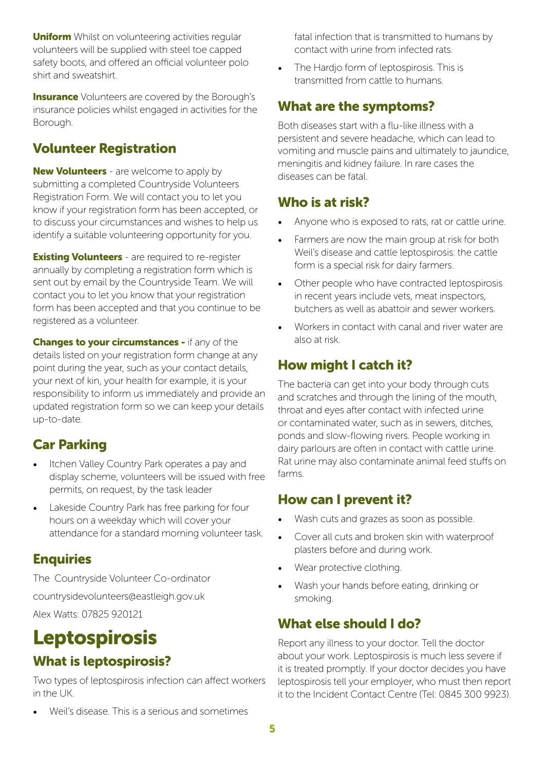**Uniform** Whilst on volunteering activities regular volunteers will be supplied with steel toe capped safety boots, and offered an official volunteer polo shirt and sweatshirt.

**Insurance** Volunteers are covered by the Borough's insurance policies whilst engaged in activities for the Borough.

## Volunteer Registration

**New Volunteers** - are welcome to apply by submitting a completed Countryside Volunteers Registration Form. We will contact you to let you know if your registration form has been accepted, or to discuss your circumstances and wishes to help us identify a suitable volunteering opportunity for you.

**Existing Volunteers** - are required to re-register annually by completing a registration form which is sent out by email by the Countryside Team. We will contact you to let you know that your registration form has been accepted and that you continue to be registered as a volunteer.

**Changes to your circumstances -** if any of the details listed on your registration form change at any point during the year, such as your contact details, your next of kin, your health for example, it is your responsibility to inform us immediately and provide an updated registration form so we can keep your details up-to-date.

## Car Parking

- Itchen Valley Country Park operates a pay and display scheme, volunteers will be issued with free permits, on request, by the task leader
- Lakeside Country Park has free parking for four hours on a weekday which will cover your attendance for a standard morning volunteer task.

## Enquiries

The Countryside Volunteer Co-ordinator

countrysidevolunteers@eastleigh.gov.uk

Alex Watts: 07825 920121

# Leptospirosis

## What is leptospirosis?

Two types of leptospirosis infection can affect workers in the UK.

- Weil's disease. This is a serious and sometimes fatal infection that is transmitted to humans by contact with urine from infected rats.
- The Hardjo form of leptospirosis. This is transmitted from cattle to humans.

## What are the symptoms?

Both diseases start with a flu-like illness with a persistent and severe headache, which can lead to vomiting and muscle pains and ultimately to jaundice, meningitis and kidney failure. In rare cases the diseases can be fatal.

## Who is at risk?

- Anyone who is exposed to rats, rat or cattle urine.
- Farmers are now the main group at risk for both Weil's disease and cattle leptospirosis: the cattle form is a special risk for dairy farmers.
- Other people who have contracted leptospirosis in recent years include vets, meat inspectors, butchers as well as abattoir and sewer workers.
- Workers in contact with canal and river water are also at risk.

## How might I catch it?

The bacteria can get into your body through cuts and scratches and through the lining of the mouth, throat and eyes after contact with infected urine or contaminated water, such as in sewers, ditches, ponds and slow-flowing rivers. People working in dairy parlours are often in contact with cattle urine. Rat urine may also contaminate animal feed stuffs on farms.

## How can I prevent it?

- Wash cuts and grazes as soon as possible.
- Cover all cuts and broken skin with waterproof plasters before and during work.
- Wear protective clothing.
- Wash your hands before eating, drinking or smoking.

## What else should I do?

Report any illness to your doctor. Tell the doctor about your work. Leptospirosis is much less severe if it is treated promptly. If your doctor decides you have leptospirosis tell your employer, who must then report it to the Incident Contact Centre (Tel: 0845 300 9923).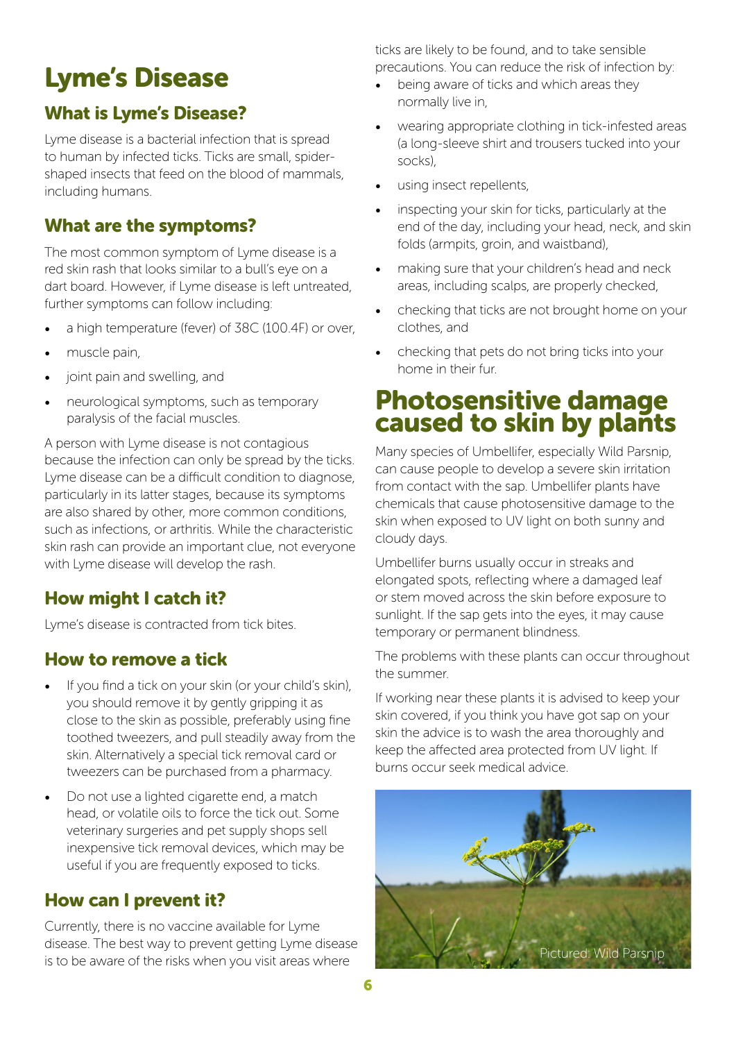# Lyme's Disease

## What is Lyme's Disease?

Lyme disease is a bacterial infection that is spread to human by infected ticks. Ticks are small, spider-shaped insects that feed on the blood of mammals, including humans.

## What are the symptoms?

The most common symptom of Lyme disease is a red skin rash that looks similar to a bull's eye on a dart board. However, if Lyme disease is left untreated, further symptoms can follow including:

- a high temperature (fever) of 38C (100.4F) or over,
- muscle pain,
- joint pain and swelling, and
- neurological symptoms, such as temporary paralysis of the facial muscles.

A person with Lyme disease is not contagious because the infection can only be spread by the ticks. Lyme disease can be a difficult condition to diagnose, particularly in its latter stages, because its symptoms are also shared by other, more common conditions, such as infections, or arthritis. While the characteristic skin rash can provide an important clue, not everyone with Lyme disease will develop the rash.

## How might I catch it?

Lyme's disease is contracted from tick bites.

## How to remove a tick

- If you find a tick on your skin (or your child's skin), you should remove it by gently gripping it as close to the skin as possible, preferably using fine toothed tweezers, and pull steadily away from the skin. Alternatively a special tick removal card or tweezers can be purchased from a pharmacy.
- Do not use a lighted cigarette end, a match head, or volatile oils to force the tick out. Some veterinary surgeries and pet supply shops sell inexpensive tick removal devices, which may be useful if you are frequently exposed to ticks.

## How can I prevent it?

Currently, there is no vaccine available for Lyme disease. The best way to prevent getting Lyme disease is to be aware of the risks when you visit areas where ticks are likely to be found, and to take sensible precautions. You can reduce the risk of infection by:

- being aware of ticks and which areas they normally live in,
- wearing appropriate clothing in tick-infested areas (a long-sleeve shirt and trousers tucked into your socks),
- using insect repellents,
- inspecting your skin for ticks, particularly at the end of the day, including your head, neck, and skin folds (armpits, groin, and waistband),
- making sure that your children's head and neck areas, including scalps, are properly checked,
- checking that ticks are not brought home on your clothes, and
- checking that pets do not bring ticks into your home in their fur.

# Photosensitive damage caused to skin by plants

Many species of Umbellifer, especially Wild Parsnip, can cause people to develop a severe skin irritation from contact with the sap. Umbellifer plants have chemicals that cause photosensitive damage to the skin when exposed to UV light on both sunny and cloudy days.

Umbellifer burns usually occur in streaks and elongated spots, reflecting where a damaged leaf or stem moved across the skin before exposure to sunlight. If the sap gets into the eyes, it may cause temporary or permanent blindness.

The problems with these plants can occur throughout the summer.

If working near these plants it is advised to keep your skin covered, if you think you have got sap on your skin the advice is to wash the area thoroughly and keep the affected area protected from UV light. If burns occur seek medical advice.

Pictured: Wild Parsnip